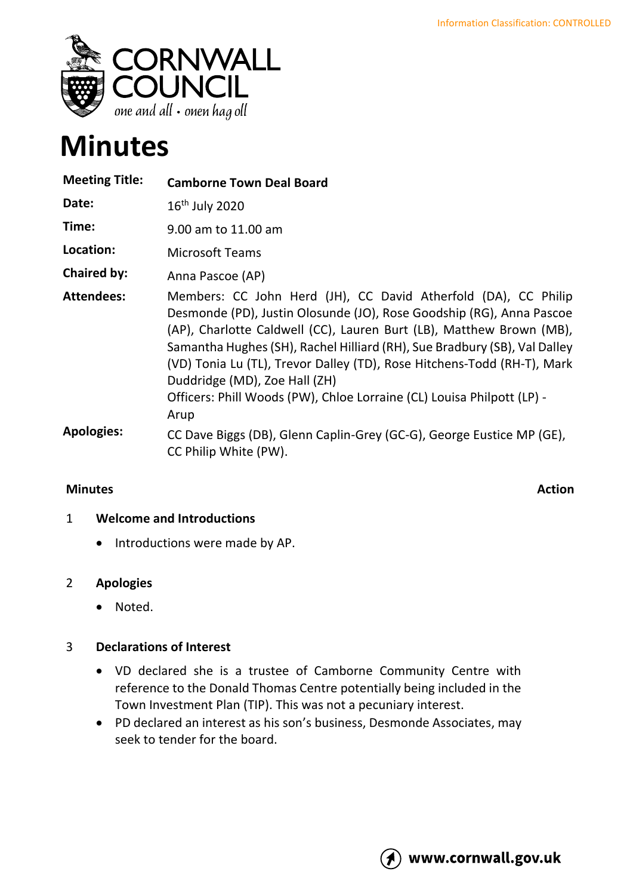Information Classification: CONTROLLED

# Minutes

| | |
|---|---|
| **Meeting Title:** | **Camborne Town Deal Board** |
| **Date:** | 16th July 2020 |
| **Time:** | 9.00 am to 11.00 am |
| **Location:** | Microsoft Teams |
| **Chaired by:** | Anna Pascoe (AP) |
| **Attendees:** | Members: CC John Herd (JH), CC David Atherfold (DA), CC Philip Desmonde (PD), Justin Olosunde (JO), Rose Goodship (RG), Anna Pascoe (AP), Charlotte Caldwell (CC), Lauren Burt (LB), Matthew Brown (MB), Samantha Hughes (SH), Rachel Hilliard (RH), Sue Bradbury (SB), Val Dalley (VD) Tonia Lu (TL), Trevor Dalley (TD), Rose Hitchens-Todd (RH-T), Mark Duddridge (MD), Zoe Hall (ZH)<br>Officers: Phill Woods (PW), Chloe Lorraine (CL) Louisa Philpott (LP) - Arup |
| **Apologies:** | CC Dave Biggs (DB), Glenn Caplin-Grey (GC-G), George Eustice MP (GE), CC Philip White (PW). |

**Minutes** **Action**

## 1 Welcome and Introductions

- Introductions were made by AP.

## 2 Apologies

- Noted.

## 3 Declarations of Interest

- VD declared she is a trustee of Camborne Community Centre with reference to the Donald Thomas Centre potentially being included in the Town Investment Plan (TIP). This was not a pecuniary interest.
- PD declared an interest as his son's business, Desmonde Associates, may seek to tender for the board.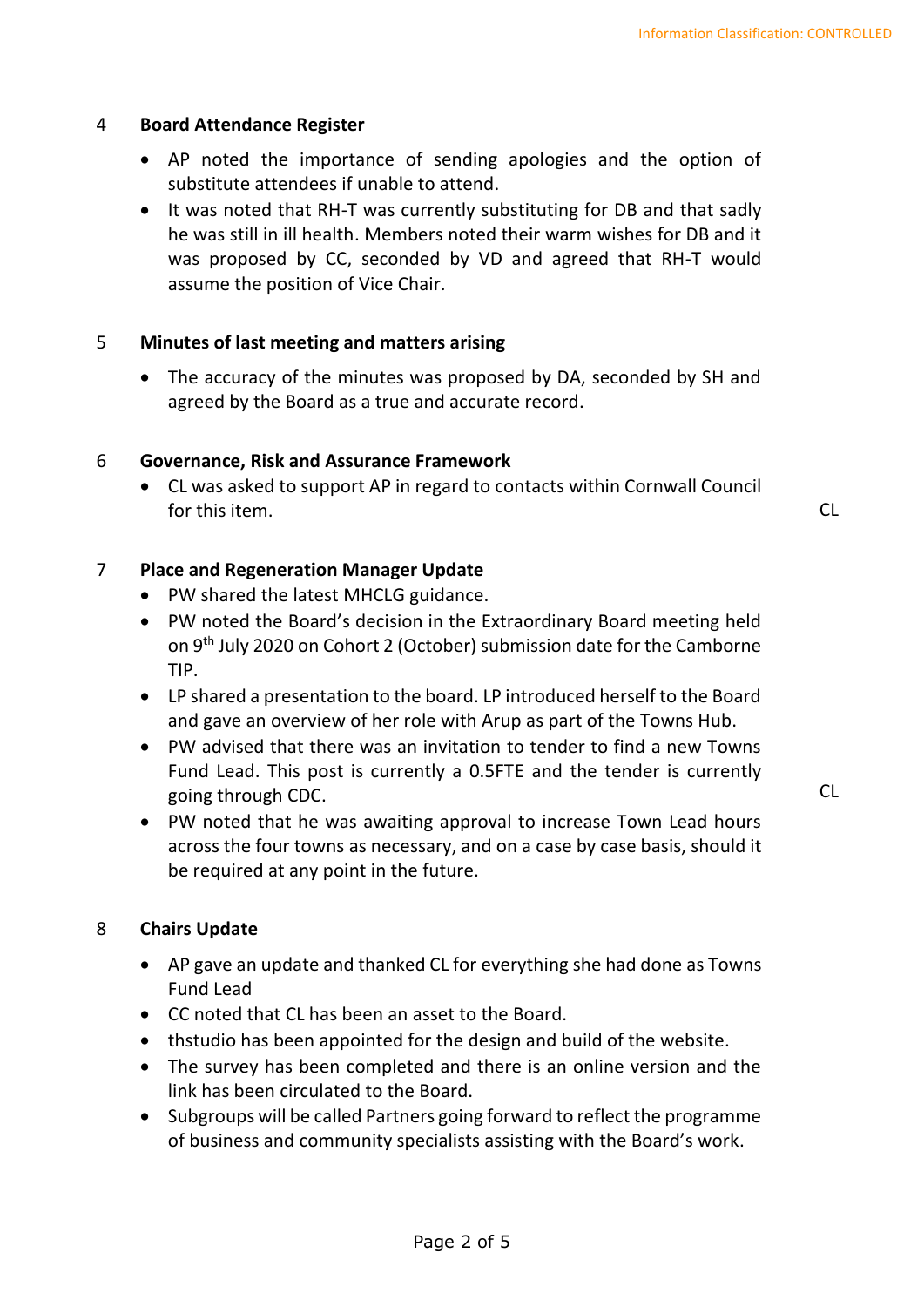## 4 Board Attendance Register

- AP noted the importance of sending apologies and the option of substitute attendees if unable to attend.
- It was noted that RH-T was currently substituting for DB and that sadly he was still in ill health. Members noted their warm wishes for DB and it was proposed by CC, seconded by VD and agreed that RH-T would assume the position of Vice Chair.

## 5 Minutes of last meeting and matters arising

- The accuracy of the minutes was proposed by DA, seconded by SH and agreed by the Board as a true and accurate record.

## 6 Governance, Risk and Assurance Framework

- CL was asked to support AP in regard to contacts within Cornwall Council for this item. **CL**

## 7 Place and Regeneration Manager Update

- PW shared the latest MHCLG guidance.
- PW noted the Board's decision in the Extraordinary Board meeting held on 9th July 2020 on Cohort 2 (October) submission date for the Camborne TIP.
- LP shared a presentation to the board. LP introduced herself to the Board and gave an overview of her role with Arup as part of the Towns Hub.
- PW advised that there was an invitation to tender to find a new Towns Fund Lead. This post is currently a 0.5FTE and the tender is currently going through CDC. **CL**
- PW noted that he was awaiting approval to increase Town Lead hours across the four towns as necessary, and on a case by case basis, should it be required at any point in the future.

## 8 Chairs Update

- AP gave an update and thanked CL for everything she had done as Towns Fund Lead
- CC noted that CL has been an asset to the Board.
- thstudio has been appointed for the design and build of the website.
- The survey has been completed and there is an online version and the link has been circulated to the Board.
- Subgroups will be called Partners going forward to reflect the programme of business and community specialists assisting with the Board's work.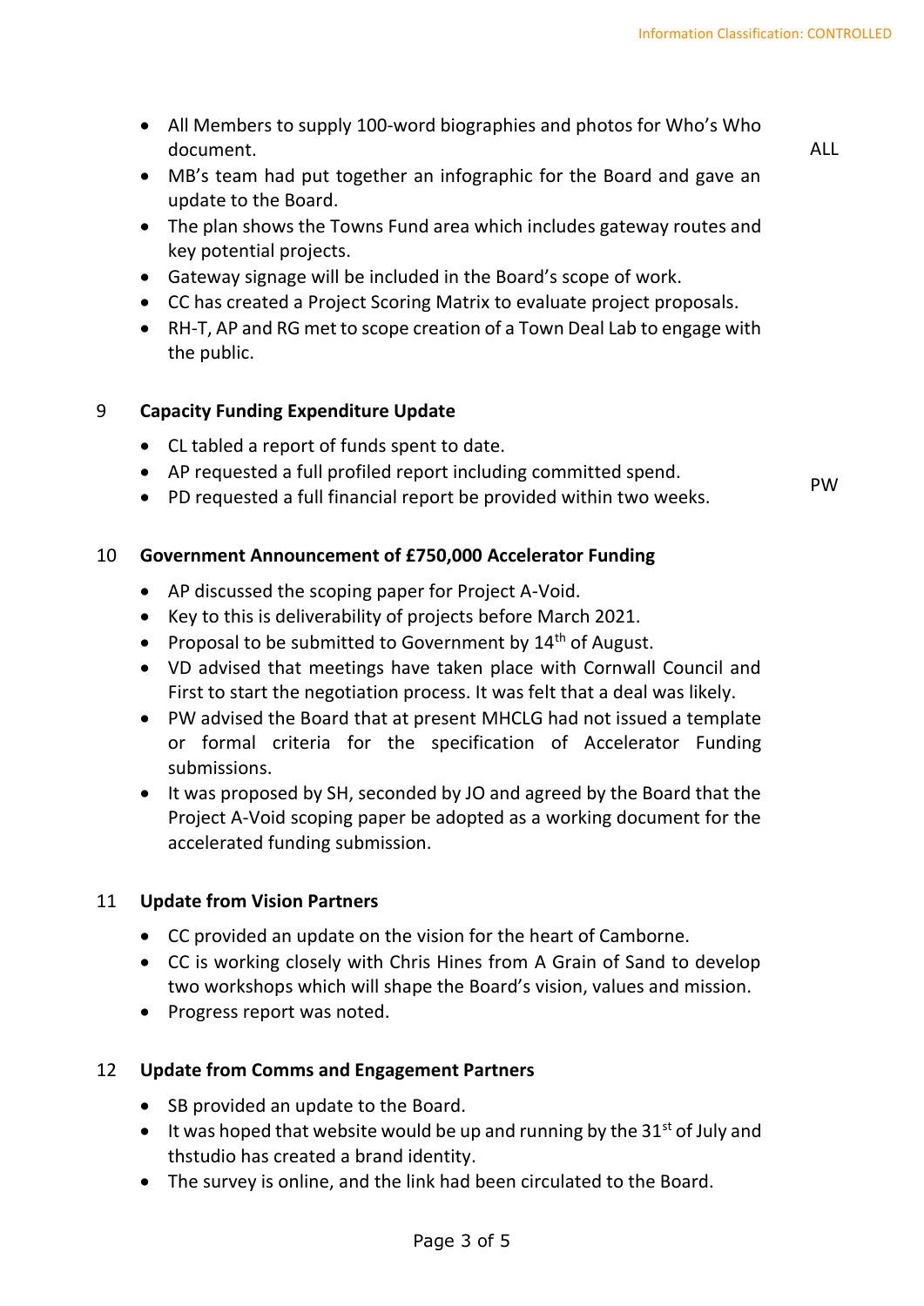- All Members to supply 100-word biographies and photos for Who's Who document. — **ALL**
- MB's team had put together an infographic for the Board and gave an update to the Board.
- The plan shows the Towns Fund area which includes gateway routes and key potential projects.
- Gateway signage will be included in the Board's scope of work.
- CC has created a Project Scoring Matrix to evaluate project proposals.
- RH-T, AP and RG met to scope creation of a Town Deal Lab to engage with the public.

## 9 Capacity Funding Expenditure Update

- CL tabled a report of funds spent to date.
- AP requested a full profiled report including committed spend.
- PD requested a full financial report be provided within two weeks. — **PW**

## 10 Government Announcement of £750,000 Accelerator Funding

- AP discussed the scoping paper for Project A-Void.
- Key to this is deliverability of projects before March 2021.
- Proposal to be submitted to Government by 14th of August.
- VD advised that meetings have taken place with Cornwall Council and First to start the negotiation process. It was felt that a deal was likely.
- PW advised the Board that at present MHCLG had not issued a template or formal criteria for the specification of Accelerator Funding submissions.
- It was proposed by SH, seconded by JO and agreed by the Board that the Project A-Void scoping paper be adopted as a working document for the accelerated funding submission.

## 11 Update from Vision Partners

- CC provided an update on the vision for the heart of Camborne.
- CC is working closely with Chris Hines from A Grain of Sand to develop two workshops which will shape the Board's vision, values and mission.
- Progress report was noted.

## 12 Update from Comms and Engagement Partners

- SB provided an update to the Board.
- It was hoped that website would be up and running by the 31st of July and thstudio has created a brand identity.
- The survey is online, and the link had been circulated to the Board.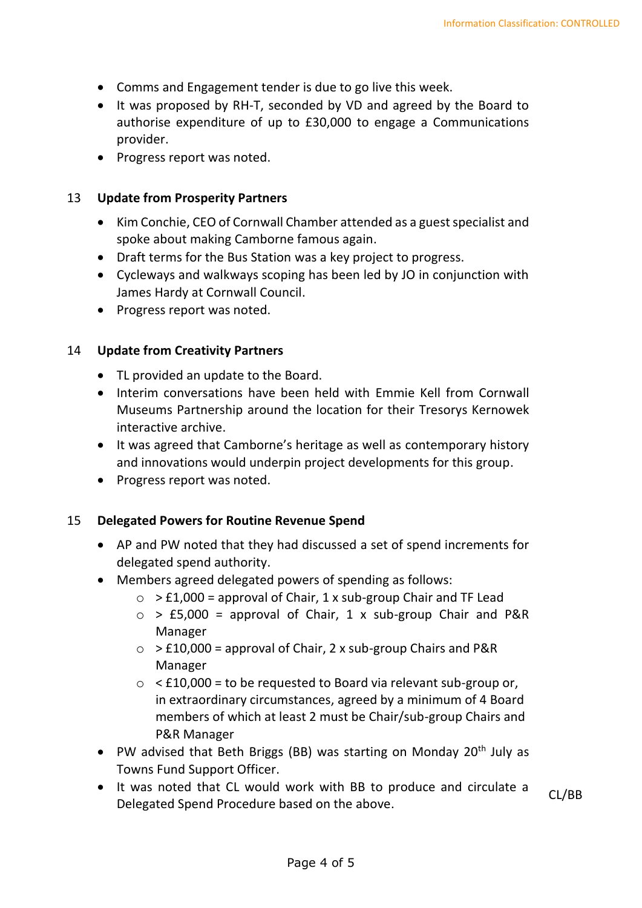- Comms and Engagement tender is due to go live this week.
- It was proposed by RH-T, seconded by VD and agreed by the Board to authorise expenditure of up to £30,000 to engage a Communications provider.
- Progress report was noted.

## 13 Update from Prosperity Partners

- Kim Conchie, CEO of Cornwall Chamber attended as a guest specialist and spoke about making Camborne famous again.
- Draft terms for the Bus Station was a key project to progress.
- Cycleways and walkways scoping has been led by JO in conjunction with James Hardy at Cornwall Council.
- Progress report was noted.

## 14 Update from Creativity Partners

- TL provided an update to the Board.
- Interim conversations have been held with Emmie Kell from Cornwall Museums Partnership around the location for their Tresorys Kernowek interactive archive.
- It was agreed that Camborne's heritage as well as contemporary history and innovations would underpin project developments for this group.
- Progress report was noted.

## 15 Delegated Powers for Routine Revenue Spend

- AP and PW noted that they had discussed a set of spend increments for delegated spend authority.
- Members agreed delegated powers of spending as follows:
  - > £1,000 = approval of Chair, 1 x sub-group Chair and TF Lead
  - > £5,000 = approval of Chair, 1 x sub-group Chair and P&R Manager
  - > £10,000 = approval of Chair, 2 x sub-group Chairs and P&R Manager
  - < £10,000 = to be requested to Board via relevant sub-group or, in extraordinary circumstances, agreed by a minimum of 4 Board members of which at least 2 must be Chair/sub-group Chairs and P&R Manager
- PW advised that Beth Briggs (BB) was starting on Monday 20th July as Towns Fund Support Officer.
- It was noted that CL would work with BB to produce and circulate a Delegated Spend Procedure based on the above. **CL/BB**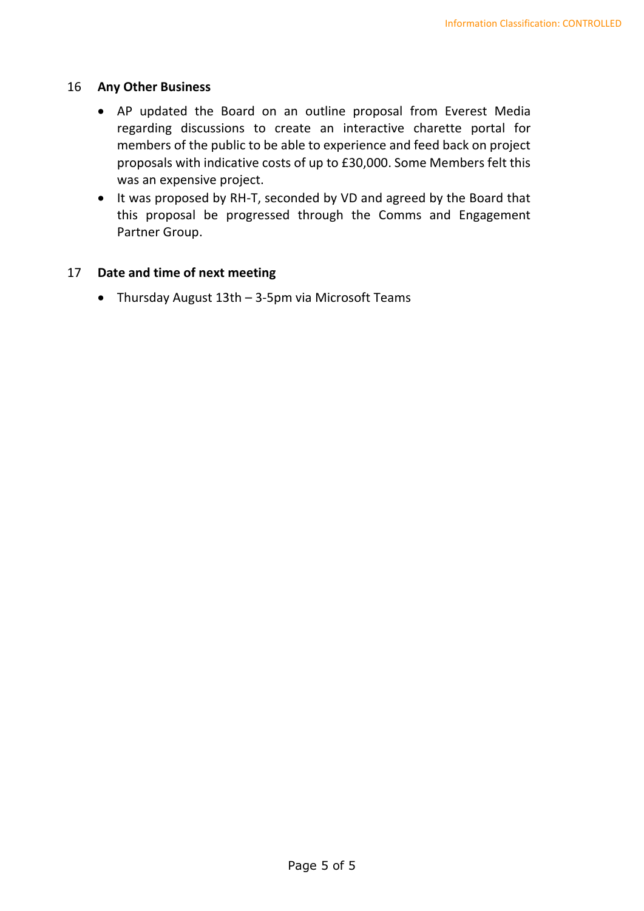## 16 Any Other Business

- AP updated the Board on an outline proposal from Everest Media regarding discussions to create an interactive charette portal for members of the public to be able to experience and feed back on project proposals with indicative costs of up to £30,000. Some Members felt this was an expensive project.
- It was proposed by RH-T, seconded by VD and agreed by the Board that this proposal be progressed through the Comms and Engagement Partner Group.

## 17 Date and time of next meeting

- Thursday August 13th – 3-5pm via Microsoft Teams